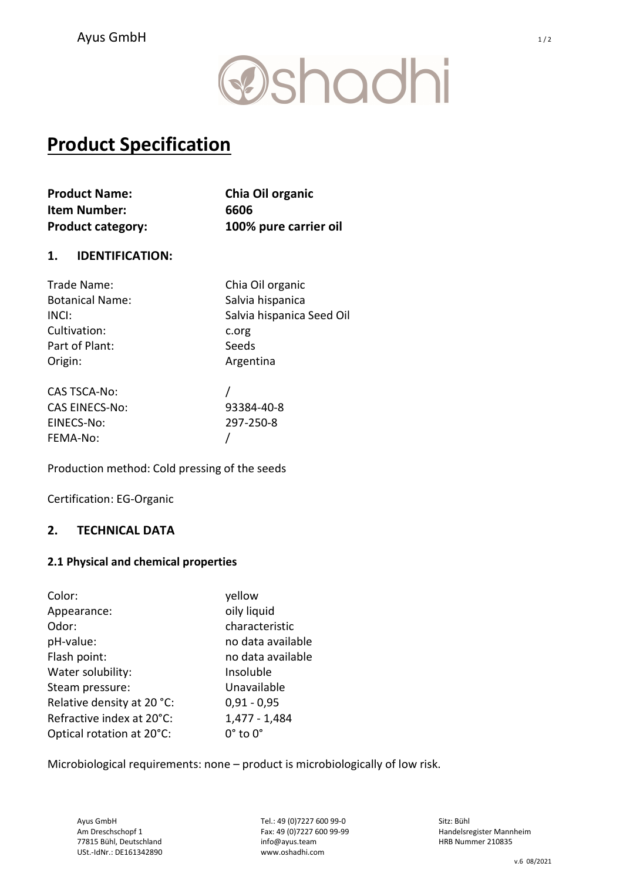# Product Specification

| | |
|---|---|
| **Product Name:** | **Chia Oil organic** |
| **Item Number:** | **6606** |
| **Product category:** | **100% pure carrier oil** |

## 1. IDENTIFICATION:

| | |
|---|---|
| Trade Name: | Chia Oil organic |
| Botanical Name: | Salvia hispanica |
| INCI: | Salvia hispanica Seed Oil |
| Cultivation: | c.org |
| Part of Plant: | Seeds |
| Origin: | Argentina |

| | |
|---|---|
| CAS TSCA-No: | / |
| CAS EINECS-No: | 93384-40-8 |
| EINECS-No: | 297-250-8 |
| FEMA-No: | / |

Production method: Cold pressing of the seeds

Certification: EG-Organic

## 2. TECHNICAL DATA

### 2.1 Physical and chemical properties

| | |
|---|---|
| Color: | yellow |
| Appearance: | oily liquid |
| Odor: | characteristic |
| pH-value: | no data available |
| Flash point: | no data available |
| Water solubility: | Insoluble |
| Steam pressure: | Unavailable |
| Relative density at 20 °C: | 0,91 - 0,95 |
| Refractive index at 20°C: | 1,477 - 1,484 |
| Optical rotation at 20°C: | 0° to 0° |

Microbiological requirements: none – product is microbiologically of low risk.

Ayus GmbH
Am Dreschschopf 1
77815 Bühl, Deutschland
USt.-IdNr.: DE161342890

Tel.: 49 (0)7227 600 99-0
Fax: 49 (0)7227 600 99-99
info@ayus.team
www.oshadhi.com

Sitz: Bühl
Handelsregister Mannheim
HRB Nummer 210835

v.6 08/2021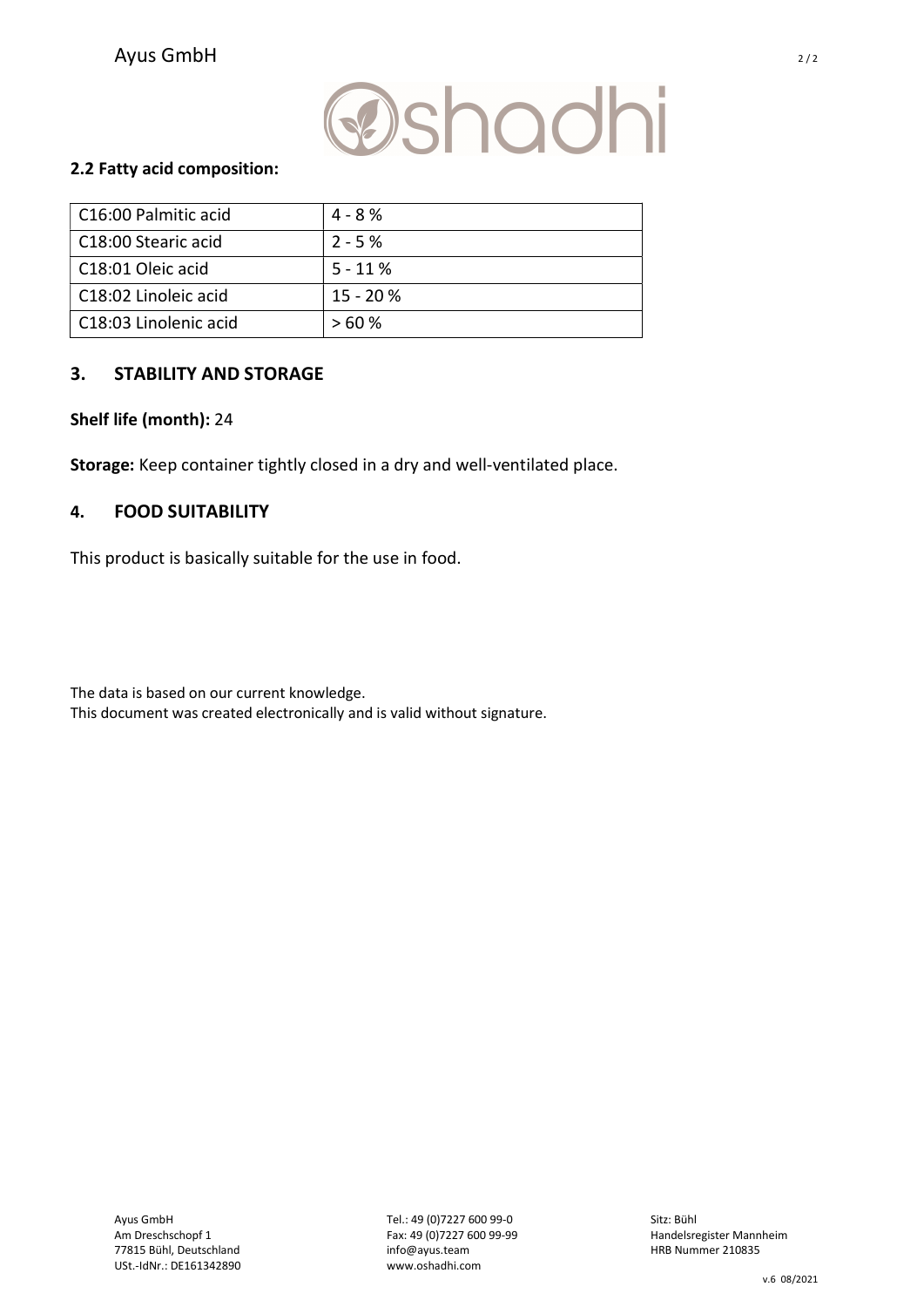## 2.2 Fatty acid composition:

| | |
|---|---|
| C16:00 Palmitic acid | 4 - 8 % |
| C18:00 Stearic acid | 2 - 5 % |
| C18:01 Oleic acid | 5 - 11 % |
| C18:02 Linoleic acid | 15 - 20 % |
| C18:03 Linolenic acid | > 60 % |

## 3. STABILITY AND STORAGE

**Shelf life (month):** 24

**Storage:** Keep container tightly closed in a dry and well-ventilated place.

## 4. FOOD SUITABILITY

This product is basically suitable for the use in food.

The data is based on our current knowledge.
This document was created electronically and is valid without signature.

Ayus GmbH
Am Dreschschopf 1
77815 Bühl, Deutschland
USt.-IdNr.: DE161342890

Tel.: 49 (0)7227 600 99-0
Fax: 49 (0)7227 600 99-99
info@ayus.team
www.oshadhi.com

Sitz: Bühl
Handelsregister Mannheim
HRB Nummer 210835

v.6 08/2021